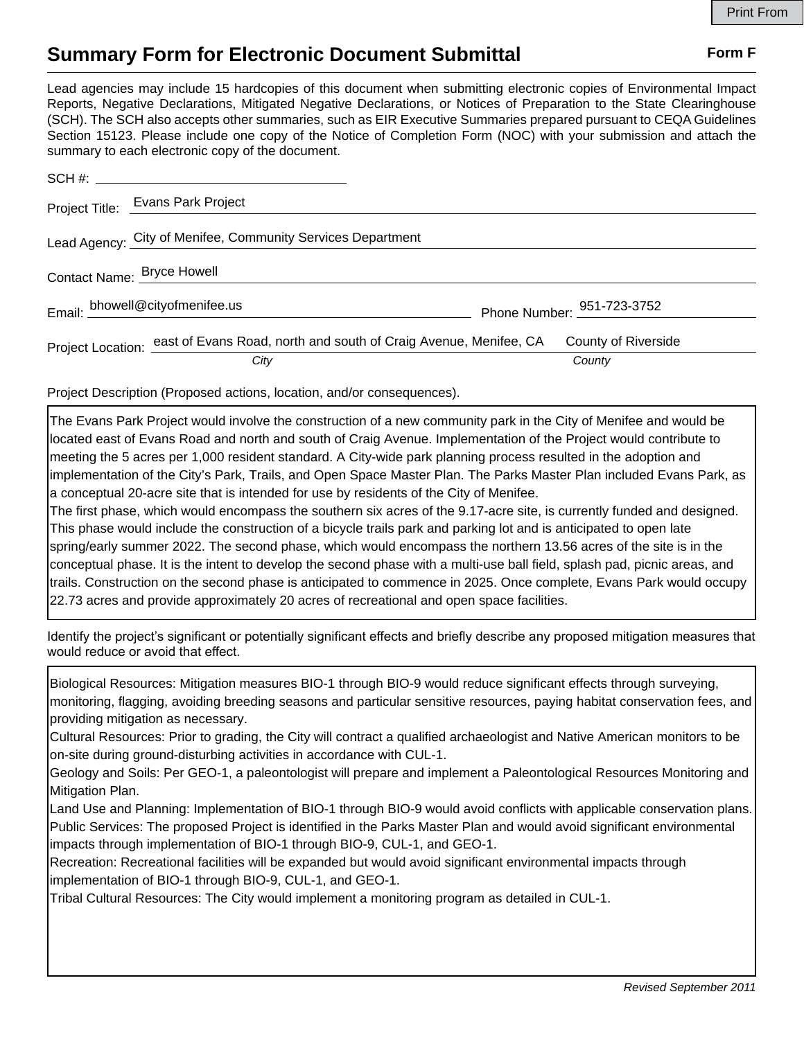Print From

# Summary Form for Electronic Document Submittal

**Form F**

Lead agencies may include 15 hardcopies of this document when submitting electronic copies of Environmental Impact Reports, Negative Declarations, Mitigated Negative Declarations, or Notices of Preparation to the State Clearinghouse (SCH). The SCH also accepts other summaries, such as EIR Executive Summaries prepared pursuant to CEQA Guidelines Section 15123. Please include one copy of the Notice of Completion Form (NOC) with your submission and attach the summary to each electronic copy of the document.

SCH #: 

Project Title: Evans Park Project

Lead Agency: City of Menifee, Community Services Department

Contact Name: Bryce Howell

Email: bhowell@cityofmenifee.us    Phone Number: 951-723-3752

Project Location: east of Evans Road, north and south of Craig Avenue, Menifee, CA (*City*)    County of Riverside (*County*)

Project Description (Proposed actions, location, and/or consequences).

The Evans Park Project would involve the construction of a new community park in the City of Menifee and would be located east of Evans Road and north and south of Craig Avenue. Implementation of the Project would contribute to meeting the 5 acres per 1,000 resident standard. A City-wide park planning process resulted in the adoption and implementation of the City's Park, Trails, and Open Space Master Plan. The Parks Master Plan included Evans Park, as a conceptual 20-acre site that is intended for use by residents of the City of Menifee.
The first phase, which would encompass the southern six acres of the 9.17-acre site, is currently funded and designed. This phase would include the construction of a bicycle trails park and parking lot and is anticipated to open late spring/early summer 2022. The second phase, which would encompass the northern 13.56 acres of the site is in the conceptual phase. It is the intent to develop the second phase with a multi-use ball field, splash pad, picnic areas, and trails. Construction on the second phase is anticipated to commence in 2025. Once complete, Evans Park would occupy 22.73 acres and provide approximately 20 acres of recreational and open space facilities.

Identify the project's significant or potentially significant effects and briefly describe any proposed mitigation measures that would reduce or avoid that effect.

Biological Resources: Mitigation measures BIO-1 through BIO-9 would reduce significant effects through surveying, monitoring, flagging, avoiding breeding seasons and particular sensitive resources, paying habitat conservation fees, and providing mitigation as necessary.
Cultural Resources: Prior to grading, the City will contract a qualified archaeologist and Native American monitors to be on-site during ground-disturbing activities in accordance with CUL-1.
Geology and Soils: Per GEO-1, a paleontologist will prepare and implement a Paleontological Resources Monitoring and Mitigation Plan.
Land Use and Planning: Implementation of BIO-1 through BIO-9 would avoid conflicts with applicable conservation plans.
Public Services: The proposed Project is identified in the Parks Master Plan and would avoid significant environmental impacts through implementation of BIO-1 through BIO-9, CUL-1, and GEO-1.
Recreation: Recreational facilities will be expanded but would avoid significant environmental impacts through implementation of BIO-1 through BIO-9, CUL-1, and GEO-1.
Tribal Cultural Resources: The City would implement a monitoring program as detailed in CUL-1.

*Revised September 2011*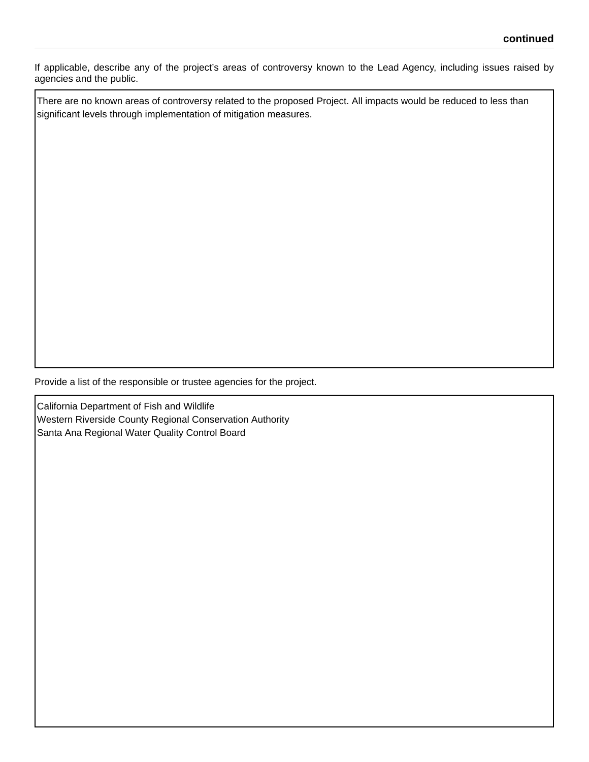**continued**

If applicable, describe any of the project's areas of controversy known to the Lead Agency, including issues raised by agencies and the public.

There are no known areas of controversy related to the proposed Project. All impacts would be reduced to less than significant levels through implementation of mitigation measures.

Provide a list of the responsible or trustee agencies for the project.

California Department of Fish and Wildlife
Western Riverside County Regional Conservation Authority
Santa Ana Regional Water Quality Control Board